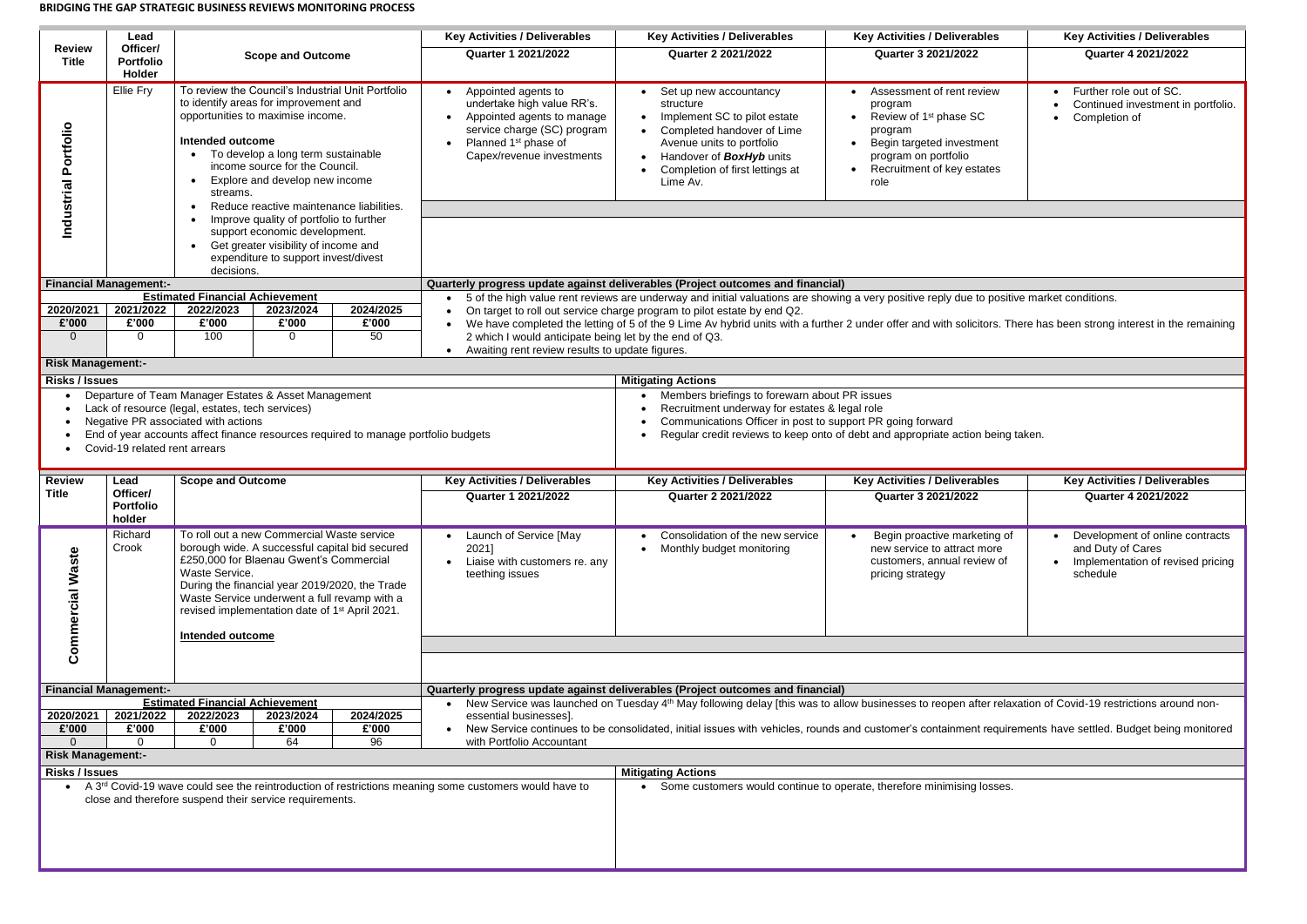**BRIDGING THE GAP STRATEGIC BUSINESS REVIEWS MONITORING PROCESS**

| Review Title | Lead Officer/ Portfolio Holder | Scope and Outcome | Key Activities / Deliverables Quarter 1 2021/2022 | Key Activities / Deliverables Quarter 2 2021/2022 | Key Activities / Deliverables Quarter 3 2021/2022 | Key Activities / Deliverables Quarter 4 2021/2022 |
|---|---|---|---|---|---|---|
| **Industrial Portfolio** | Ellie Fry | To review the Council's Industrial Unit Portfolio to identify areas for improvement and opportunities to maximise income.<br><br>**Intended outcome**<br>• To develop a long term sustainable income source for the Council.<br>• Explore and develop new income streams.<br>• Reduce reactive maintenance liabilities.<br>• Improve quality of portfolio to further support economic development.<br>• Get greater visibility of income and expenditure to support invest/divest decisions. | • Appointed agents to undertake high value RR's.<br>• Appointed agents to manage service charge (SC) program<br>• Planned 1st phase of Capex/revenue investments | • Set up new accountancy structure<br>• Implement SC to pilot estate<br>• Completed handover of Lime Avenue units to portfolio<br>• Handover of ***BoxHyb*** units<br>• Completion of first lettings at Lime Av. | • Assessment of rent review program<br>• Review of 1st phase SC program<br>• Begin targeted investment program on portfolio<br>• Recruitment of key estates role | • Further role out of SC.<br>• Continued investment in portfolio.<br>• Completion of |

**Financial Management:-**

Estimated Financial Achievement

| 2020/2021 £'000 | 2021/2022 £'000 | 2022/2023 £'000 | 2023/2024 £'000 | 2024/2025 £'000 |
|---|---|---|---|---|
| 0 | 0 | 100 | 0 | 50 |

**Quarterly progress update against deliverables (Project outcomes and financial)**

- 5 of the high value rent reviews are underway and initial valuations are showing a very positive reply due to positive market conditions.
- On target to roll out service charge program to pilot estate by end Q2.
- We have completed the letting of 5 of the 9 Lime Av hybrid units with a further 2 under offer and with solicitors. There has been strong interest in the remaining 2 which I would anticipate being let by the end of Q3.
- Awaiting rent review results to update figures.

**Risk Management:-**

| Risks / Issues | Mitigating Actions |
|---|---|
| • Departure of Team Manager Estates & Asset Management<br>• Lack of resource (legal, estates, tech services)<br>• Negative PR associated with actions<br>• End of year accounts affect finance resources required to manage portfolio budgets<br>• Covid-19 related rent arrears | • Members briefings to forewarn about PR issues<br>• Recruitment underway for estates & legal role<br>• Communications Officer in post to support PR going forward<br>• Regular credit reviews to keep onto of debt and appropriate action being taken. |

| Review Title | Lead Officer/ Portfolio holder | Scope and Outcome | Key Activities / Deliverables Quarter 1 2021/2022 | Key Activities / Deliverables Quarter 2 2021/2022 | Key Activities / Deliverables Quarter 3 2021/2022 | Key Activities / Deliverables Quarter 4 2021/2022 |
|---|---|---|---|---|---|---|
| **Commercial Waste** | Richard Crook | To roll out a new Commercial Waste service borough wide. A successful capital bid secured £250,000 for Blaenau Gwent's Commercial Waste Service.<br>During the financial year 2019/2020, the Trade Waste Service underwent a full revamp with a revised implementation date of 1st April 2021.<br><br>**Intended outcome** | • Launch of Service [May 2021]<br>• Liaise with customers re. any teething issues | • Consolidation of the new service<br>• Monthly budget monitoring | • Begin proactive marketing of new service to attract more customers, annual review of pricing strategy | • Development of online contracts and Duty of Cares<br>• Implementation of revised pricing schedule |

**Financial Management:-**

Estimated Financial Achievement

| 2020/2021 £'000 | 2021/2022 £'000 | 2022/2023 £'000 | 2023/2024 £'000 | 2024/2025 £'000 |
|---|---|---|---|---|
| 0 | 0 | 0 | 64 | 96 |

**Quarterly progress update against deliverables (Project outcomes and financial)**

- New Service was launched on Tuesday 4th May following delay [this was to allow businesses to reopen after relaxation of Covid-19 restrictions around non-essential businesses].
- New Service continues to be consolidated, initial issues with vehicles, rounds and customer's containment requirements have settled. Budget being monitored with Portfolio Accountant

**Risk Management:-**

| Risks / Issues | Mitigating Actions |
|---|---|
| • A 3rd Covid-19 wave could see the reintroduction of restrictions meaning some customers would have to close and therefore suspend their service requirements. | • Some customers would continue to operate, therefore minimising losses. |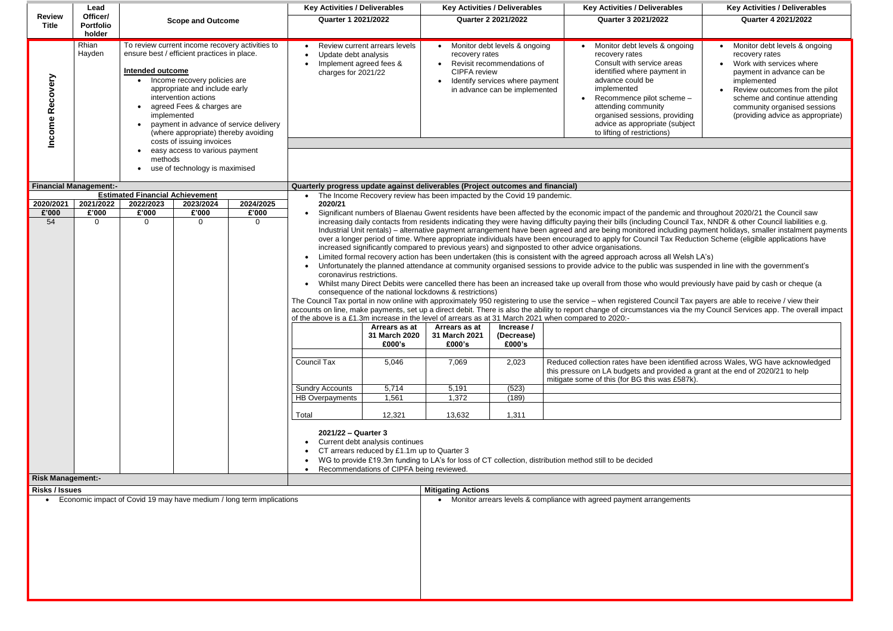| Review Title | Lead Officer/ Portfolio holder | Scope and Outcome | Key Activities / Deliverables Quarter 1 2021/2022 | Key Activities / Deliverables Quarter 2 2021/2022 | Key Activities / Deliverables Quarter 3 2021/2022 | Key Activities / Deliverables Quarter 4 2021/2022 |
|---|---|---|---|---|---|---|
| Income Recovery | Rhian Hayden | To review current income recovery activities to ensure best / efficient practices in place.<br><br>**Intended outcome**<br>• Income recovery policies are appropriate and include early intervention actions<br>• agreed Fees & charges are implemented<br>• payment in advance of service delivery (where appropriate) thereby avoiding costs of issuing invoices<br>• easy access to various payment methods<br>• use of technology is maximised | • Review current arrears levels<br>• Update debt analysis<br>• Implement agreed fees & charges for 2021/22 | • Monitor debt levels & ongoing recovery rates<br>• Revisit recommendations of CIPFA review<br>• Identify services where payment in advance can be implemented | • Monitor debt levels & ongoing recovery rates<br>Consult with service areas identified where payment in advance could be implemented<br>• Recommence pilot scheme – attending community organised sessions, providing advice as appropriate (subject to lifting of restrictions) | • Monitor debt levels & ongoing recovery rates<br>• Work with services where payment in advance can be implemented<br>• Review outcomes from the pilot scheme and continue attending community organised sessions (providing advice as appropriate) |

**Financial Management:-**

**Estimated Financial Achievement**

| 2020/2021 £'000 | 2021/2022 £'000 | 2022/2023 £'000 | 2023/2024 £'000 | 2024/2025 £'000 |
|---|---|---|---|---|
| 54 | 0 | 0 | 0 | 0 |

**Quarterly progress update against deliverables (Project outcomes and financial)**

- The Income Recovery review has been impacted by the Covid 19 pandemic.

**2020/21**

- Significant numbers of Blaenau Gwent residents have been affected by the economic impact of the pandemic and throughout 2020/21 the Council saw increasing daily contacts from residents indicating they were having difficulty paying their bills (including Council Tax, NNDR & other Council liabilities e.g. Industrial Unit rentals) – alternative payment arrangement have been agreed and are being monitored including payment holidays, smaller instalment payments over a longer period of time. Where appropriate individuals have been encouraged to apply for Council Tax Reduction Scheme (eligible applications have increased significantly compared to previous years) and signposted to other advice organisations.
- Limited formal recovery action has been undertaken (this is consistent with the agreed approach across all Welsh LA's)
- Unfortunately the planned attendance at community organised sessions to provide advice to the public was suspended in line with the government's coronavirus restrictions.
- Whilst many Direct Debits were cancelled there has been an increased take up overall from those who would previously have paid by cash or cheque (a consequence of the national lockdowns & restrictions)

The Council Tax portal in now online with approximately 950 registering to use the service – when registered Council Tax payers are able to receive / view their accounts on line, make payments, set up a direct debit. There is also the ability to report change of circumstances via the my Council Services app. The overall impact of the above is a £1.3m increase in the level of arrears as at 31 March 2021 when compared to 2020:-

| | Arrears as at 31 March 2020 £000's | Arrears as at 31 March 2021 £000's | Increase / (Decrease) £000's | |
|---|---|---|---|---|
| Council Tax | 5,046 | 7,069 | 2,023 | Reduced collection rates have been identified across Wales, WG have acknowledged this pressure on LA budgets and provided a grant at the end of 2020/21 to help mitigate some of this (for BG this was £587k). |
| Sundry Accounts | 5,714 | 5,191 | (523) | |
| HB Overpayments | 1,561 | 1,372 | (189) | |
| Total | 12,321 | 13,632 | 1,311 | |

**2021/22 – Quarter 3**

- Current debt analysis continues
- CT arrears reduced by £1.1m up to Quarter 3
- WG to provide £19.3m funding to LA's for loss of CT collection, distribution method still to be decided
- Recommendations of CIPFA being reviewed.

**Risk Management:-**

| Risks / Issues | Mitigating Actions |
|---|---|
| • Economic impact of Covid 19 may have medium / long term implications | • Monitor arrears levels & compliance with agreed payment arrangements |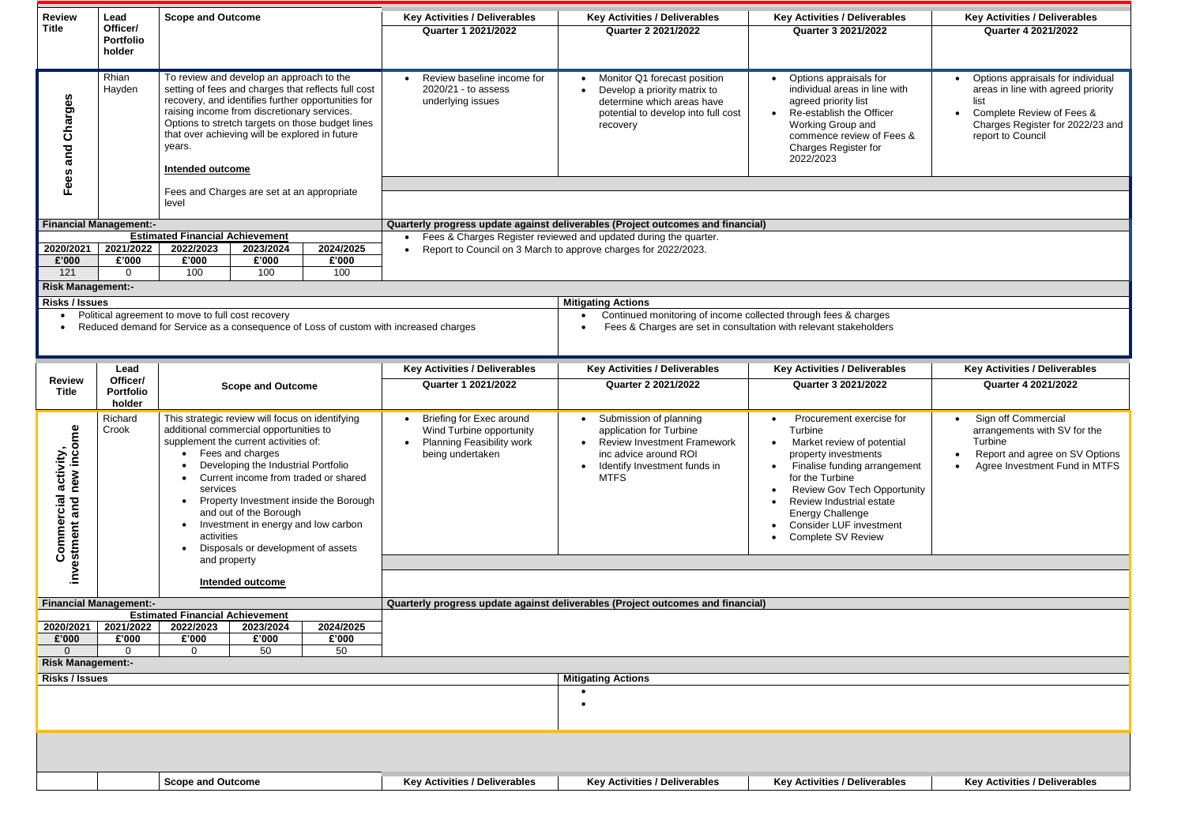| Review Title | Lead Officer/ Portfolio holder | Scope and Outcome | Key Activities / Deliverables Quarter 1 2021/2022 | Key Activities / Deliverables Quarter 2 2021/2022 | Key Activities / Deliverables Quarter 3 2021/2022 | Key Activities / Deliverables Quarter 4 2021/2022 |
|---|---|---|---|---|---|---|
| Fees and Charges | Rhian Hayden | To review and develop an approach to the setting of fees and charges that reflects full cost recovery, and identifies further opportunities for raising income from discretionary services. Options to stretch targets on those budget lines that over achieving will be explored in future years.<br><br>**Intended outcome**<br><br>Fees and Charges are set at an appropriate level | • Review baseline income for 2020/21 - to assess underlying issues | • Monitor Q1 forecast position<br>• Develop a priority matrix to determine which areas have potential to develop into full cost recovery | • Options appraisals for individual areas in line with agreed priority list<br>• Re-establish the Officer Working Group and commence review of Fees & Charges Register for 2022/2023 | • Options appraisals for individual areas in line with agreed priority list<br>• Complete Review of Fees & Charges Register for 2022/23 and report to Council |

**Financial Management:-**

| Estimated Financial Achievement | | | | |
|---|---|---|---|---|
| 2020/2021 | 2021/2022 | 2022/2023 | 2023/2024 | 2024/2025 |
| £'000 | £'000 | £'000 | £'000 | £'000 |
| 121 | 0 | 100 | 100 | 100 |

**Quarterly progress update against deliverables (Project outcomes and financial)**

- Fees & Charges Register reviewed and updated during the quarter.
- Report to Council on 3 March to approve charges for 2022/2023.

**Risk Management:-**

| Risks / Issues | Mitigating Actions |
|---|---|
| • Political agreement to move to full cost recovery<br>• Reduced demand for Service as a consequence of Loss of custom with increased charges | • Continued monitoring of income collected through fees & charges<br>• Fees & Charges are set in consultation with relevant stakeholders |

| Review Title | Lead Officer/ Portfolio holder | Scope and Outcome | Key Activities / Deliverables Quarter 1 2021/2022 | Key Activities / Deliverables Quarter 2 2021/2022 | Key Activities / Deliverables Quarter 3 2021/2022 | Key Activities / Deliverables Quarter 4 2021/2022 |
|---|---|---|---|---|---|---|
| Commercial activity, investment and new income | Richard Crook | This strategic review will focus on identifying additional commercial opportunities to supplement the current activities of:<br>• Fees and charges<br>• Developing the Industrial Portfolio<br>• Current income from traded or shared services<br>• Property Investment inside the Borough and out of the Borough<br>• Investment in energy and low carbon activities<br>• Disposals or development of assets and property<br><br>**Intended outcome** | • Briefing for Exec around Wind Turbine opportunity<br>• Planning Feasibility work being undertaken | • Submission of planning application for Turbine<br>• Review Investment Framework inc advice around ROI<br>• Identify Investment funds in MTFS | • Procurement exercise for Turbine<br>• Market review of potential property investments<br>• Finalise funding arrangement for the Turbine<br>• Review Gov Tech Opportunity<br>• Review Industrial estate Energy Challenge<br>• Consider LUF investment<br>• Complete SV Review | • Sign off Commercial arrangements with SV for the Turbine<br>• Report and agree on SV Options<br>• Agree Investment Fund in MTFS |

**Financial Management:-**

| Estimated Financial Achievement | | | | |
|---|---|---|---|---|
| 2020/2021 | 2021/2022 | 2022/2023 | 2023/2024 | 2024/2025 |
| £'000 | £'000 | £'000 | £'000 | £'000 |
| 0 | 0 | 0 | 50 | 50 |

**Quarterly progress update against deliverables (Project outcomes and financial)**

**Risk Management:-**

| Risks / Issues | Mitigating Actions |
|---|---|
| | • <br>• |

| | | Scope and Outcome | Key Activities / Deliverables | Key Activities / Deliverables | Key Activities / Deliverables | Key Activities / Deliverables |
|---|---|---|---|---|---|---|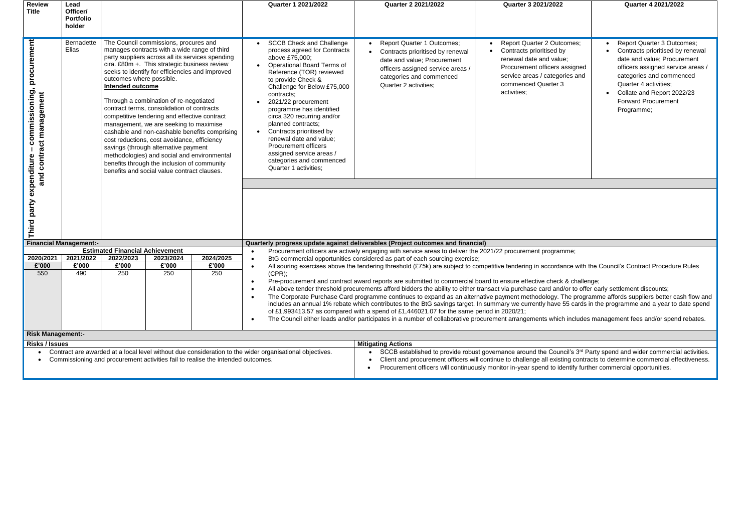| Review Title | Lead Officer/ Portfolio holder | | Quarter 1 2021/2022 | Quarter 2 2021/2022 | Quarter 3 2021/2022 | Quarter 4 2021/2022 |
|---|---|---|---|---|---|---|
| Third party expenditure – commissioning, procurement and contract management | Bernadette Elias | The Council commissions, procures and manages contracts with a wide range of third party suppliers across all its services spending cira. £80m +. This strategic business review seeks to identify for efficiencies and improved outcomes where possible.<br>**Intended outcome**<br>Through a combination of re-negotiated contract terms, consolidation of contracts competitive tendering and effective contract management, we are seeking to maximise cashable and non-cashable benefits comprising cost reductions, cost avoidance, efficiency savings (through alternative payment methodologies) and social and environmental benefits through the inclusion of community benefits and social value contract clauses. | • SCCB Check and Challenge process agreed for Contracts above £75,000;<br>• Operational Board Terms of Reference (TOR) reviewed to provide Check & Challenge for Below £75,000 contracts;<br>• 2021/22 procurement programme has identified circa 320 recurring and/or planned contracts;<br>• Contracts prioritised by renewal date and value; Procurement officers assigned service areas / categories and commenced Quarter 1 activities; | • Report Quarter 1 Outcomes;<br>• Contracts prioritised by renewal date and value; Procurement officers assigned service areas / categories and commenced Quarter 2 activities; | • Report Quarter 2 Outcomes;<br>• Contracts prioritised by renewal date and value; Procurement officers assigned service areas / categories and commenced Quarter 3 activities; | • Report Quarter 3 Outcomes;<br>• Contracts prioritised by renewal date and value; Procurement officers assigned service areas / categories and commenced Quarter 4 activities;<br>• Collate and Report 2022/23 Forward Procurement Programme; |

**Financial Management:-**

| Estimated Financial Achievement | | | | |
|---|---|---|---|---|
| 2020/2021 | 2021/2022 | 2022/2023 | 2023/2024 | 2024/2025 |
| £'000 | £'000 | £'000 | £'000 | £'000 |
| 550 | 490 | 250 | 250 | 250 |

**Quarterly progress update against deliverables (Project outcomes and financial)**

- Procurement officers are actively engaging with service areas to deliver the 2021/22 procurement programme;
- BtG commercial opportunities considered as part of each sourcing exercise;
- All souring exercises above the tendering threshold (£75k) are subject to competitive tendering in accordance with the Council's Contract Procedure Rules (CPR);
- Pre-procurement and contract award reports are submitted to commercial board to ensure effective check & challenge;
- All above tender threshold procurements afford bidders the ability to either transact via purchase card and/or to offer early settlement discounts;
- The Corporate Purchase Card programme continues to expand as an alternative payment methodology. The programme affords suppliers better cash flow and includes an annual 1% rebate which contributes to the BtG savings target. In summary we currently have 55 cards in the programme and a year to date spend of £1,993413.57 as compared with a spend of £1,446021.07 for the same period in 2020/21;
- The Council either leads and/or participates in a number of collaborative procurement arrangements which includes management fees and/or spend rebates.

**Risk Management:-**

| Risks / Issues | Mitigating Actions |
|---|---|
| • Contract are awarded at a local level without due consideration to the wider organisational objectives.<br>• Commissioning and procurement activities fail to realise the intended outcomes. | • SCCB established to provide robust governance around the Council's 3rd Party spend and wider commercial activities.<br>• Client and procurement officers will continue to challenge all existing contracts to determine commercial effectiveness.<br>• Procurement officers will continuously monitor in-year spend to identify further commercial opportunities. |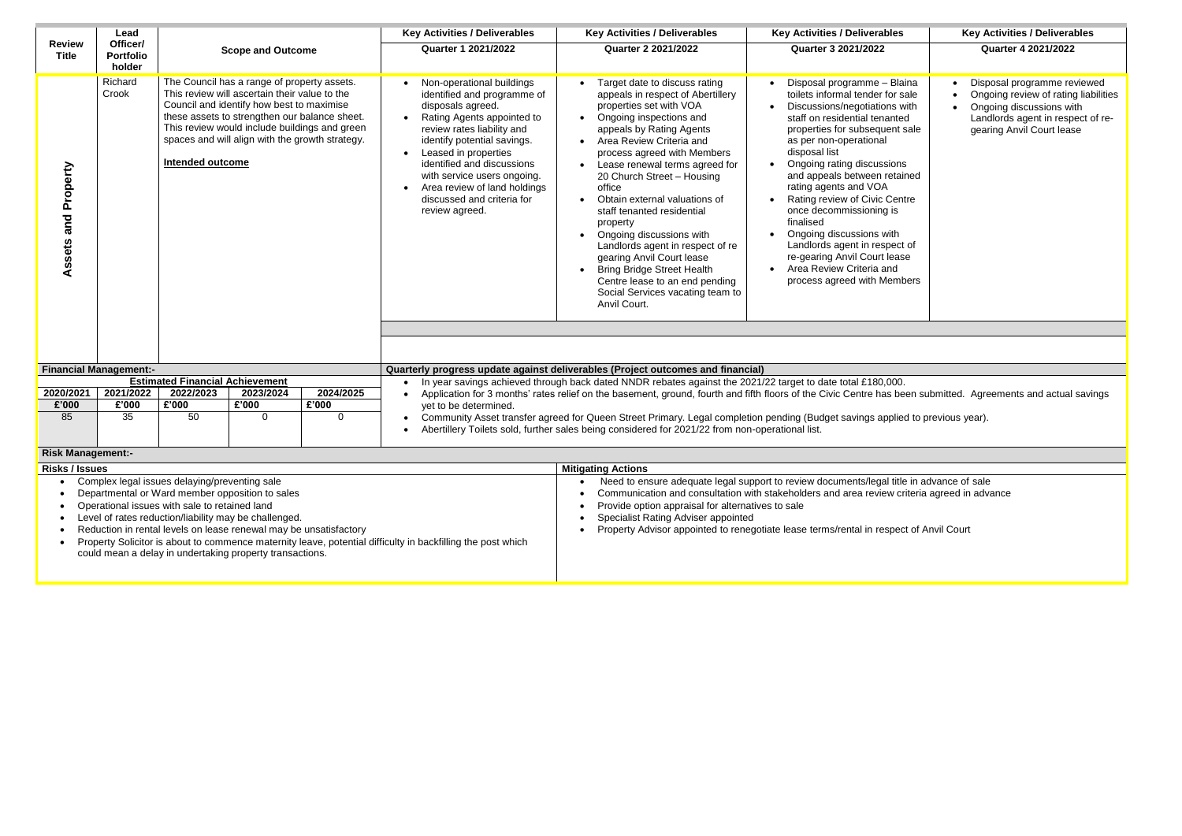| Review Title | Lead Officer/ Portfolio holder | Scope and Outcome | Key Activities / Deliverables Quarter 1 2021/2022 | Key Activities / Deliverables Quarter 2 2021/2022 | Key Activities / Deliverables Quarter 3 2021/2022 | Key Activities / Deliverables Quarter 4 2021/2022 |
|---|---|---|---|---|---|---|
| Assets and Property | Richard Crook | The Council has a range of property assets. This review will ascertain their value to the Council and identify how best to maximise these assets to strengthen our balance sheet. This review would include buildings and green spaces and will align with the growth strategy.<br><br>**Intended outcome** | • Non-operational buildings identified and programme of disposals agreed.<br>• Rating Agents appointed to review rates liability and identify potential savings.<br>• Leased in properties identified and discussions with service users ongoing.<br>• Area review of land holdings discussed and criteria for review agreed. | • Target date to discuss rating appeals in respect of Abertillery properties set with VOA<br>• Ongoing inspections and appeals by Rating Agents<br>• Area Review Criteria and process agreed with Members<br>• Lease renewal terms agreed for 20 Church Street – Housing office<br>• Obtain external valuations of staff tenanted residential property<br>• Ongoing discussions with Landlords agent in respect of re gearing Anvil Court lease<br>• Bring Bridge Street Health Centre lease to an end pending Social Services vacating team to Anvil Court. | • Disposal programme – Blaina toilets informal tender for sale<br>• Discussions/negotiations with staff on residential tenanted properties for subsequent sale as per non-operational disposal list<br>• Ongoing rating discussions and appeals between retained rating agents and VOA<br>• Rating review of Civic Centre once decommissioning is finalised<br>• Ongoing discussions with Landlords agent in respect of re-gearing Anvil Court lease<br>• Area Review Criteria and process agreed with Members | • Disposal programme reviewed<br>• Ongoing review of rating liabilities<br>• Ongoing discussions with Landlords agent in respect of re-gearing Anvil Court lease |

**Financial Management:-**

| Estimated Financial Achievement | | | | |
|---|---|---|---|---|
| 2020/2021 £'000 | 2021/2022 £'000 | 2022/2023 £'000 | 2023/2024 £'000 | 2024/2025 £'000 |
| 85 | 35 | 50 | 0 | 0 |

**Quarterly progress update against deliverables (Project outcomes and financial)**

- In year savings achieved through back dated NNDR rebates against the 2021/22 target to date total £180,000.
- Application for 3 months' rates relief on the basement, ground, fourth and fifth floors of the Civic Centre has been submitted. Agreements and actual savings yet to be determined.
- Community Asset transfer agreed for Queen Street Primary. Legal completion pending (Budget savings applied to previous year).
- Abertillery Toilets sold, further sales being considered for 2021/22 from non-operational list.

**Risk Management:-**

| Risks / Issues | Mitigating Actions |
|---|---|
| • Complex legal issues delaying/preventing sale<br>• Departmental or Ward member opposition to sales<br>• Operational issues with sale to retained land<br>• Level of rates reduction/liability may be challenged.<br>• Reduction in rental levels on lease renewal may be unsatisfactory<br>• Property Solicitor is about to commence maternity leave, potential difficulty in backfilling the post which could mean a delay in undertaking property transactions. | • Need to ensure adequate legal support to review documents/legal title in advance of sale<br>• Communication and consultation with stakeholders and area review criteria agreed in advance<br>• Provide option appraisal for alternatives to sale<br>• Specialist Rating Adviser appointed<br>• Property Advisor appointed to renegotiate lease terms/rental in respect of Anvil Court |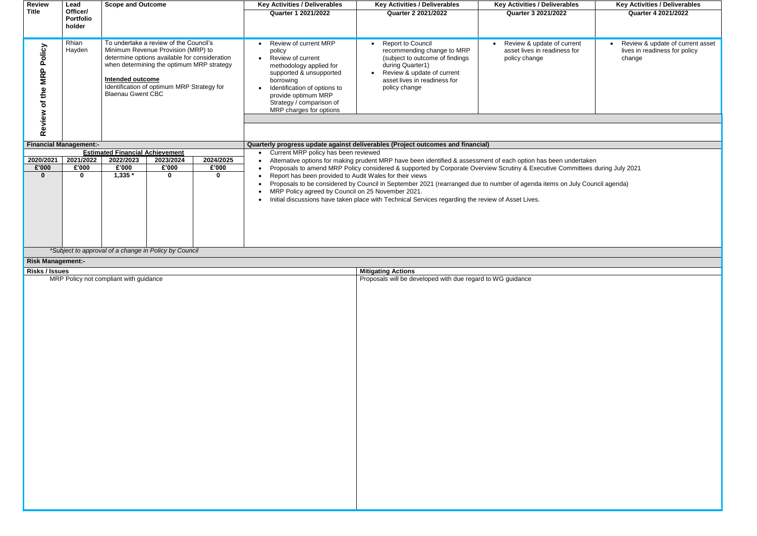| Review Title | Lead Officer/ Portfolio holder | Scope and Outcome | Key Activities / Deliverables Quarter 1 2021/2022 | Key Activities / Deliverables Quarter 2 2021/2022 | Key Activities / Deliverables Quarter 3 2021/2022 | Key Activities / Deliverables Quarter 4 2021/2022 |
|---|---|---|---|---|---|---|
| Review of the MRP Policy | Rhian Hayden | To undertake a review of the Council's Minimum Revenue Provision (MRP) to determine options available for consideration when determining the optimum MRP strategy<br><br>**Intended outcome**<br>Identification of optimum MRP Strategy for Blaenau Gwent CBC | • Review of current MRP policy<br>• Review of current methodology applied for supported & unsupported borrowing<br>• Identification of options to provide optimum MRP Strategy / comparison of MRP charges for options | • Report to Council recommending change to MRP (subject to outcome of findings during Quarter1)<br>• Review & update of current asset lives in readiness for policy change | • Review & update of current asset lives in readiness for policy change | • Review & update of current asset lives in readiness for policy change |

**Financial Management:-**

**Estimated Financial Achievement**

| 2020/2021 £'000 | 2021/2022 £'000 | 2022/2023 £'000 | 2023/2024 £'000 | 2024/2025 £'000 |
|---|---|---|---|---|
| 0 | 0 | 1,335 * | 0 | 0 |

*\*Subject to approval of a change in Policy by Council*

**Quarterly progress update against deliverables (Project outcomes and financial)**

- Current MRP policy has been reviewed
- Alternative options for making prudent MRP have been identified & assessment of each option has been undertaken
- Proposals to amend MRP Policy considered & supported by Corporate Overview Scrutiny & Executive Committees during July 2021
- Report has been provided to Audit Wales for their views
- Proposals to be considered by Council in September 2021 (rearranged due to number of agenda items on July Council agenda)
- MRP Policy agreed by Council on 25 November 2021.
- Initial discussions have taken place with Technical Services regarding the review of Asset Lives.

**Risk Management:-**

| Risks / Issues | Mitigating Actions |
|---|---|
| MRP Policy not compliant with guidance | Proposals will be developed with due regard to WG guidance |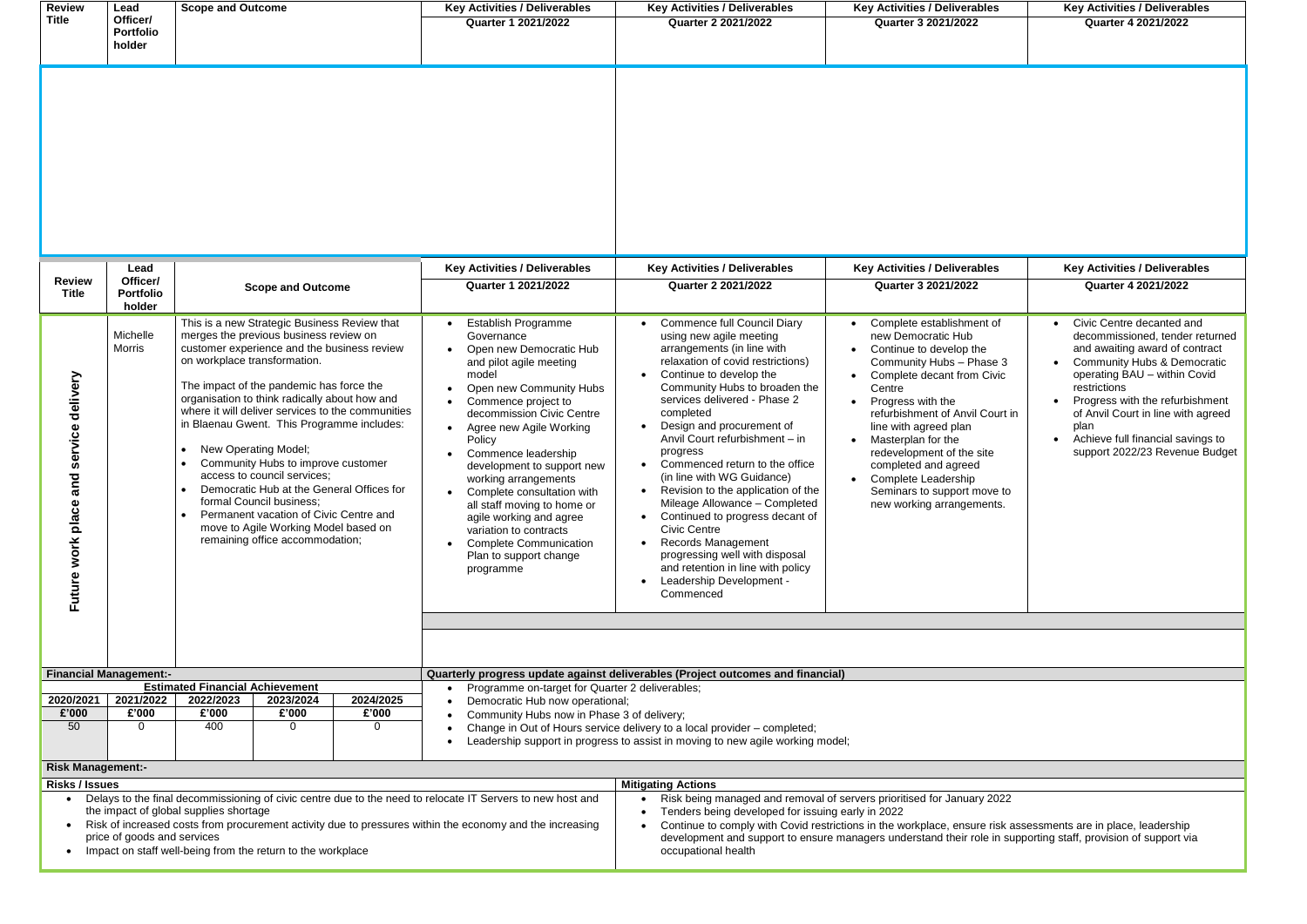| Review Title | Lead Officer/ Portfolio holder | Scope and Outcome | Key Activities / Deliverables Quarter 1 2021/2022 | Key Activities / Deliverables Quarter 2 2021/2022 | Key Activities / Deliverables Quarter 3 2021/2022 | Key Activities / Deliverables Quarter 4 2021/2022 |
|---|---|---|---|---|---|---|

| Review Title | Lead Officer/ Portfolio holder | Scope and Outcome | Key Activities / Deliverables Quarter 1 2021/2022 | Key Activities / Deliverables Quarter 2 2021/2022 | Key Activities / Deliverables Quarter 3 2021/2022 | Key Activities / Deliverables Quarter 4 2021/2022 |
|---|---|---|---|---|---|---|
| Future work place and service delivery | Michelle Morris | This is a new Strategic Business Review that merges the previous business review on customer experience and the business review on workplace transformation.<br><br>The impact of the pandemic has force the organisation to think radically about how and where it will deliver services to the communities in Blaenau Gwent. This Programme includes:<br>• New Operating Model;<br>• Community Hubs to improve customer access to council services;<br>• Democratic Hub at the General Offices for formal Council business;<br>• Permanent vacation of Civic Centre and move to Agile Working Model based on remaining office accommodation; | • Establish Programme Governance<br>• Open new Democratic Hub and pilot agile meeting model<br>• Open new Community Hubs<br>• Commence project to decommission Civic Centre<br>• Agree new Agile Working Policy<br>• Commence leadership development to support new working arrangements<br>• Complete consultation with all staff moving to home or agile working and agree variation to contracts<br>• Complete Communication Plan to support change programme | • Commence full Council Diary using new agile meeting arrangements (in line with relaxation of covid restrictions)<br>• Continue to develop the Community Hubs to broaden the services delivered - Phase 2 completed<br>• Design and procurement of Anvil Court refurbishment – in progress<br>• Commenced return to the office (in line with WG Guidance)<br>• Revision to the application of the Mileage Allowance – Completed<br>• Continued to progress decant of Civic Centre<br>• Records Management progressing well with disposal and retention in line with policy<br>• Leadership Development - Commenced | • Complete establishment of new Democratic Hub<br>• Continue to develop the Community Hubs – Phase 3<br>• Complete decant from Civic Centre<br>• Progress with the refurbishment of Anvil Court in line with agreed plan<br>• Masterplan for the redevelopment of the site completed and agreed<br>• Complete Leadership Seminars to support move to new working arrangements. | • Civic Centre decanted and decommissioned, tender returned and awaiting award of contract<br>• Community Hubs & Democratic operating BAU – within Covid restrictions<br>• Progress with the refurbishment of Anvil Court in line with agreed plan<br>• Achieve full financial savings to support 2022/23 Revenue Budget |

**Financial Management:-**

| Estimated Financial Achievement | | | | |
|---|---|---|---|---|
| 2020/2021 | 2021/2022 | 2022/2023 | 2023/2024 | 2024/2025 |
| £'000 | £'000 | £'000 | £'000 | £'000 |
| 50 | 0 | 400 | 0 | 0 |

**Quarterly progress update against deliverables (Project outcomes and financial)**

- Programme on-target for Quarter 2 deliverables;
- Democratic Hub now operational;
- Community Hubs now in Phase 3 of delivery;
- Change in Out of Hours service delivery to a local provider – completed;
- Leadership support in progress to assist in moving to new agile working model;

**Risk Management:-**

| Risks / Issues | Mitigating Actions |
|---|---|
| • Delays to the final decommissioning of civic centre due to the need to relocate IT Servers to new host and the impact of global supplies shortage<br>• Risk of increased costs from procurement activity due to pressures within the economy and the increasing price of goods and services<br>• Impact on staff well-being from the return to the workplace | • Risk being managed and removal of servers prioritised for January 2022<br>• Tenders being developed for issuing early in 2022<br>• Continue to comply with Covid restrictions in the workplace, ensure risk assessments are in place, leadership development and support to ensure managers understand their role in supporting staff, provision of support via occupational health |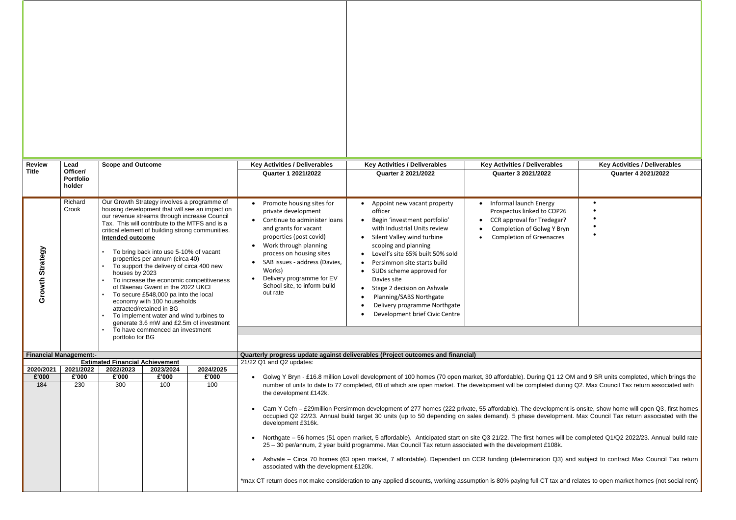| Review Title | Lead Officer/ Portfolio holder | Scope and Outcome | Key Activities / Deliverables Quarter 1 2021/2022 | Key Activities / Deliverables Quarter 2 2021/2022 | Key Activities / Deliverables Quarter 3 2021/2022 | Key Activities / Deliverables Quarter 4 2021/2022 |
|---|---|---|---|---|---|---|
| Growth Strategy | Richard Crook | Our Growth Strategy involves a programme of housing development that will see an impact on our revenue streams through increase Council Tax. This will contribute to the MTFS and is a critical element of building strong communities.<br>**Intended outcome**<br>• To bring back into use 5-10% of vacant properties per annum (circa 40)<br>• To support the delivery of circa 400 new houses by 2023<br>• To increase the economic competitiveness of Blaenau Gwent in the 2022 UKCI<br>• To secure £548,000 pa into the local economy with 100 households attracted/retained in BG<br>• To implement water and wind turbines to generate 3.6 mW and £2.5m of investment<br>• To have commenced an investment portfolio for BG | • Promote housing sites for private development<br>• Continue to administer loans and grants for vacant properties (post covid)<br>• Work through planning process on housing sites<br>• SAB issues - address (Davies, Works)<br>• Delivery programme for EV School site, to inform build out rate | • Appoint new vacant property officer<br>• Begin 'investment portfolio' with Industrial Units review<br>• Silent Valley wind turbine scoping and planning<br>• Lovell's site 65% built 50% sold<br>• Persimmon site starts build<br>• SUDs scheme approved for Davies site<br>• Stage 2 decision on Ashvale<br>• Planning/SABS Northgate<br>• Delivery programme Northgate<br>• Development brief Civic Centre | • Informal launch Energy Prospectus linked to COP26<br>• CCR approval for Tredegar?<br>• Completion of Golwg Y Bryn<br>• Completion of Greenacres | •<br>•<br>•<br>•<br>• |

**Financial Management:-**

| Estimated Financial Achievement | | | | |
|---|---|---|---|---|
| 2020/2021 | 2021/2022 | 2022/2023 | 2023/2024 | 2024/2025 |
| £'000 | £'000 | £'000 | £'000 | £'000 |
| 184 | 230 | 300 | 100 | 100 |

**Quarterly progress update against deliverables (Project outcomes and financial)**

21/22 Q1 and Q2 updates:

- Golwg Y Bryn - £16.8 million Lovell development of 100 homes (70 open market, 30 affordable). During Q1 12 OM and 9 SR units completed, which brings the number of units to date to 77 completed, 68 of which are open market. The development will be completed during Q2. Max Council Tax return associated with the development £142k.

- Carn Y Cefn – £29million Persimmon development of 277 homes (222 private, 55 affordable). The development is onsite, show home will open Q3, first homes occupied Q2 22/23. Annual build target 30 units (up to 50 depending on sales demand). 5 phase development. Max Council Tax return associated with the development £316k.

- Northgate – 56 homes (51 open market, 5 affordable). Anticipated start on site Q3 21/22. The first homes will be completed Q1/Q2 2022/23. Annual build rate 25 – 30 per/annum, 2 year build programme. Max Council Tax return associated with the development £108k.

- Ashvale – Circa 70 homes (63 open market, 7 affordable). Dependent on CCR funding (determination Q3) and subject to contract Max Council Tax return associated with the development £120k.

*max CT return does not make consideration to any applied discounts, working assumption is 80% paying full CT tax and relates to open market homes (not social rent)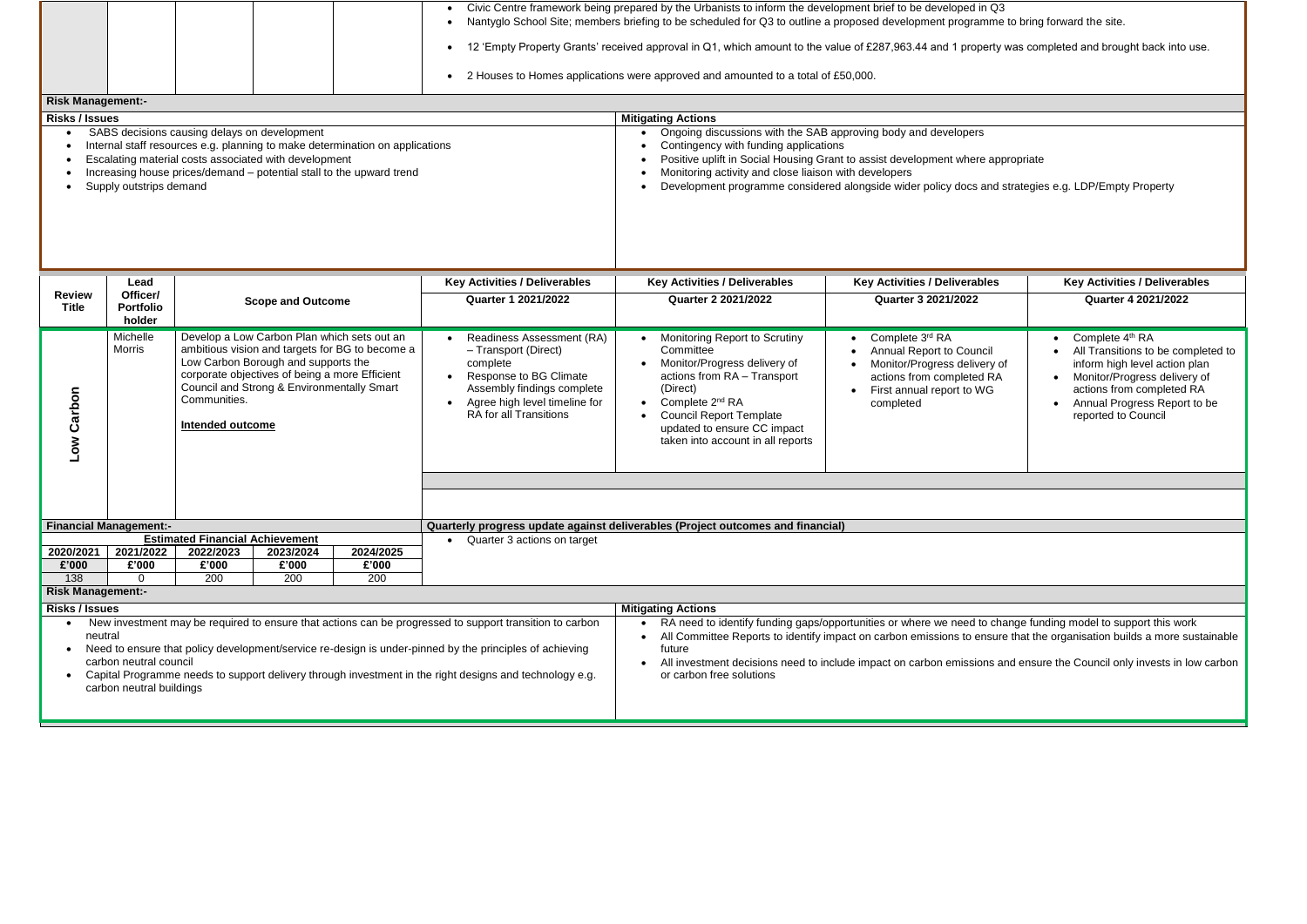- Civic Centre framework being prepared by the Urbanists to inform the development brief to be developed in Q3
- Nantyglo School Site; members briefing to be scheduled for Q3 to outline a proposed development programme to bring forward the site.
- 12 'Empty Property Grants' received approval in Q1, which amount to the value of £287,963.44 and 1 property was completed and brought back into use.
- 2 Houses to Homes applications were approved and amounted to a total of £50,000.

**Risk Management:-**

| Risks / Issues | Mitigating Actions |
|---|---|
| • SABS decisions causing delays on development<br>• Internal staff resources e.g. planning to make determination on applications<br>• Escalating material costs associated with development<br>• Increasing house prices/demand – potential stall to the upward trend<br>• Supply outstrips demand | • Ongoing discussions with the SAB approving body and developers<br>• Contingency with funding applications<br>• Positive uplift in Social Housing Grant to assist development where appropriate<br>• Monitoring activity and close liaison with developers<br>• Development programme considered alongside wider policy docs and strategies e.g. LDP/Empty Property |

| Review Title | Lead Officer/ Portfolio holder | Scope and Outcome | Key Activities / Deliverables Quarter 1 2021/2022 | Key Activities / Deliverables Quarter 2 2021/2022 | Key Activities / Deliverables Quarter 3 2021/2022 | Key Activities / Deliverables Quarter 4 2021/2022 |
|---|---|---|---|---|---|---|
| Low Carbon | Michelle Morris | Develop a Low Carbon Plan which sets out an ambitious vision and targets for BG to become a Low Carbon Borough and supports the corporate objectives of being a more Efficient Council and Strong & Environmentally Smart Communities.<br><br>**Intended outcome** | • Readiness Assessment (RA) – Transport (Direct) complete<br>• Response to BG Climate Assembly findings complete<br>• Agree high level timeline for RA for all Transitions | • Monitoring Report to Scrutiny Committee<br>• Monitor/Progress delivery of actions from RA – Transport (Direct)<br>• Complete 2nd RA<br>• Council Report Template updated to ensure CC impact taken into account in all reports | • Complete 3rd RA<br>• Annual Report to Council<br>• Monitor/Progress delivery of actions from completed RA<br>• First annual report to WG completed | • Complete 4th RA<br>• All Transitions to be completed to inform high level action plan<br>• Monitor/Progress delivery of actions from completed RA<br>• Annual Progress Report to be reported to Council |

**Financial Management:-**

| Estimated Financial Achievement | | | | | Quarterly progress update against deliverables (Project outcomes and financial) |
|---|---|---|---|---|---|
| 2020/2021 | 2021/2022 | 2022/2023 | 2023/2024 | 2024/2025 | • Quarter 3 actions on target |
| £'000 | £'000 | £'000 | £'000 | £'000 | |
| 138 | 0 | 200 | 200 | 200 | |

**Risk Management:-**

| Risks / Issues | Mitigating Actions |
|---|---|
| • New investment may be required to ensure that actions can be progressed to support transition to carbon neutral<br>• Need to ensure that policy development/service re-design is under-pinned by the principles of achieving carbon neutral council<br>• Capital Programme needs to support delivery through investment in the right designs and technology e.g. carbon neutral buildings | • RA need to identify funding gaps/opportunities or where we need to change funding model to support this work<br>• All Committee Reports to identify impact on carbon emissions to ensure that the organisation builds a more sustainable future<br>• All investment decisions need to include impact on carbon emissions and ensure the Council only invests in low carbon or carbon free solutions |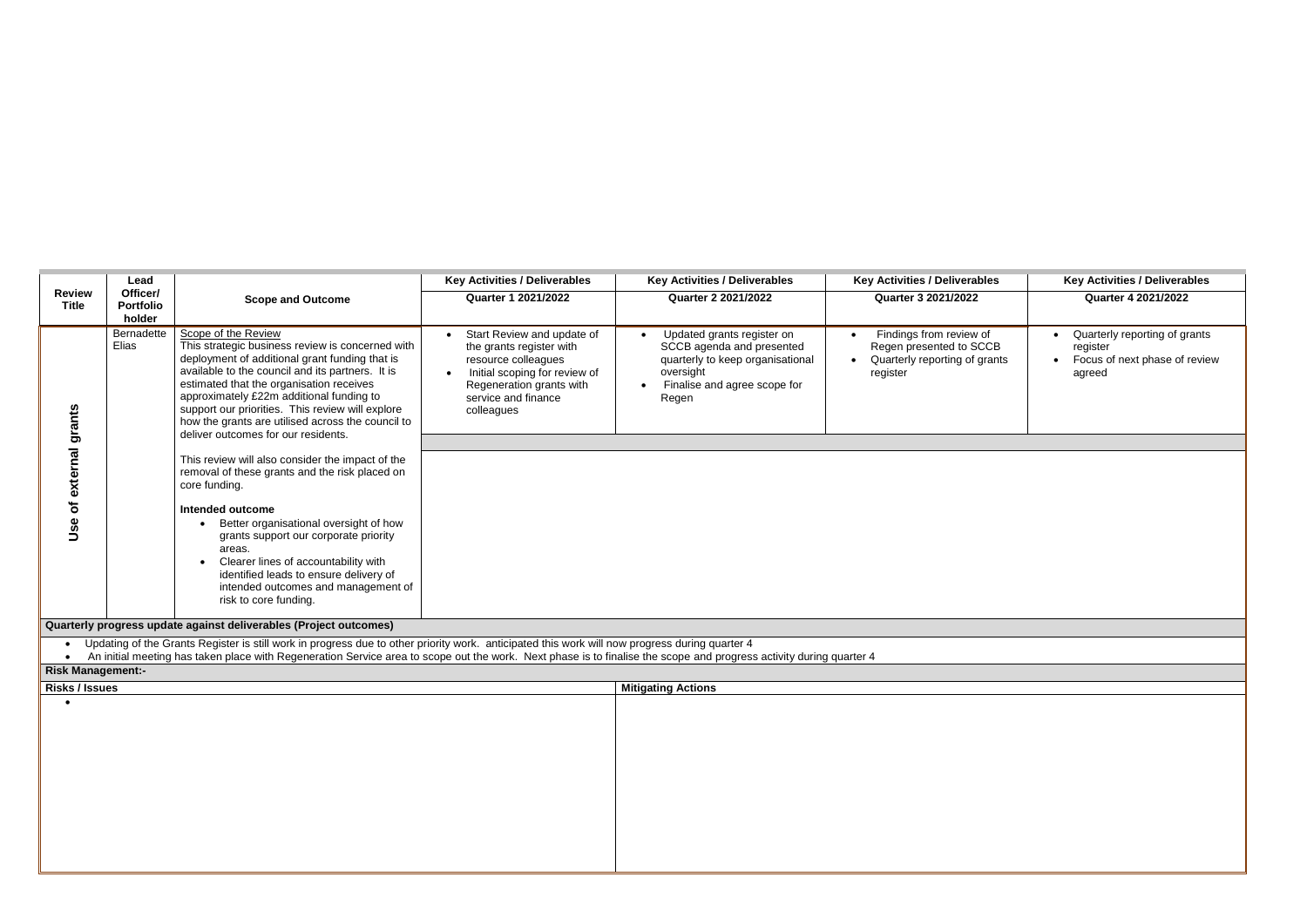| Review Title | Lead Officer/ Portfolio holder | Scope and Outcome | Key Activities / Deliverables Quarter 1 2021/2022 | Key Activities / Deliverables Quarter 2 2021/2022 | Key Activities / Deliverables Quarter 3 2021/2022 | Key Activities / Deliverables Quarter 4 2021/2022 |
|---|---|---|---|---|---|---|
| **Use of external grants** | Bernadette Elias | Scope of the Review<br>This strategic business review is concerned with deployment of additional grant funding that is available to the council and its partners. It is estimated that the organisation receives approximately £22m additional funding to support our priorities. This review will explore how the grants are utilised across the council to deliver outcomes for our residents.<br><br>This review will also consider the impact of the removal of these grants and the risk placed on core funding.<br><br>**Intended outcome**<br>• Better organisational oversight of how grants support our corporate priority areas.<br>• Clearer lines of accountability with identified leads to ensure delivery of intended outcomes and management of risk to core funding. | • Start Review and update of the grants register with resource colleagues<br>• Initial scoping for review of Regeneration grants with service and finance colleagues | • Updated grants register on SCCB agenda and presented quarterly to keep organisational oversight<br>• Finalise and agree scope for Regen | • Findings from review of Regen presented to SCCB<br>• Quarterly reporting of grants register | • Quarterly reporting of grants register<br>• Focus of next phase of review agreed |

**Quarterly progress update against deliverables (Project outcomes)**

- Updating of the Grants Register is still work in progress due to other priority work. anticipated this work will now progress during quarter 4
- An initial meeting has taken place with Regeneration Service area to scope out the work. Next phase is to finalise the scope and progress activity during quarter 4

**Risk Management:-**

| Risks / Issues | Mitigating Actions |
|---|---|
| • | |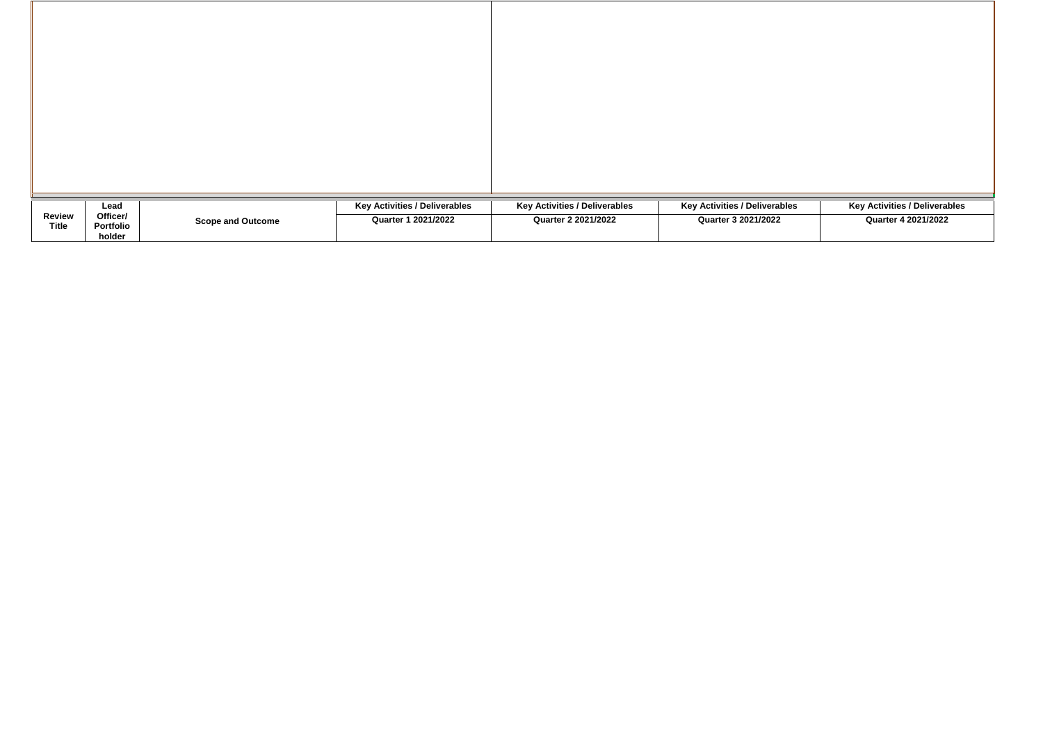| Review Title | Lead Officer/ Portfolio holder | Scope and Outcome | Key Activities / Deliverables Quarter 1 2021/2022 | Key Activities / Deliverables Quarter 2 2021/2022 | Key Activities / Deliverables Quarter 3 2021/2022 | Key Activities / Deliverables Quarter 4 2021/2022 |
|---|---|---|---|---|---|---|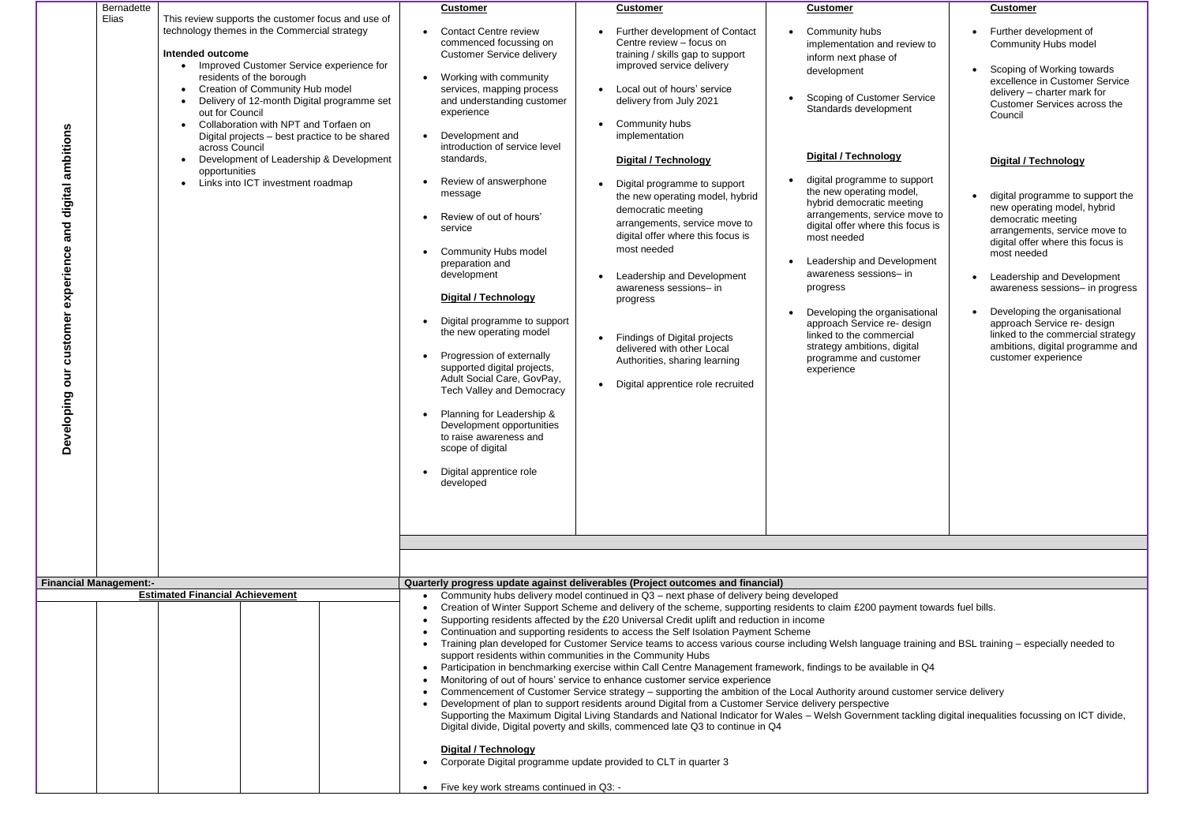| | | | | | | |
|---|---|---|---|---|---|---|
| **Developing our customer experience and digital ambitions** | Bernadette Elias | This review supports the customer focus and use of technology themes in the Commercial strategy<br><br>**Intended outcome**<br>• Improved Customer Service experience for residents of the borough<br>• Creation of Community Hub model<br>• Delivery of 12-month Digital programme set out for Council<br>• Collaboration with NPT and Torfaen on Digital projects – best practice to be shared across Council<br>• Development of Leadership & Development opportunities<br>• Links into ICT investment roadmap | **Customer**<br>• Contact Centre review commenced focussing on Customer Service delivery<br>• Working with community services, mapping process and understanding customer experience<br>• Development and introduction of service level standards,<br>• Review of answerphone message<br>• Review of out of hours' service<br>• Community Hubs model preparation and development<br><br>**Digital / Technology**<br>• Digital programme to support the new operating model<br>• Progression of externally supported digital projects, Adult Social Care, GovPay, Tech Valley and Democracy<br>• Planning for Leadership & Development opportunities to raise awareness and scope of digital<br>• Digital apprentice role developed | **Customer**<br>• Further development of Contact Centre review – focus on training / skills gap to support improved service delivery<br>• Local out of hours' service delivery from July 2021<br>• Community hubs implementation<br><br>**Digital / Technology**<br>• Digital programme to support the new operating model, hybrid democratic meeting arrangements, service move to digital offer where this focus is most needed<br>• Leadership and Development awareness sessions– in progress<br>• Findings of Digital projects delivered with other Local Authorities, sharing learning<br>• Digital apprentice role recruited | **Customer**<br>• Community hubs implementation and review to inform next phase of development<br>• Scoping of Customer Service Standards development<br><br>**Digital / Technology**<br>• digital programme to support the new operating model, hybrid democratic meeting arrangements, service move to digital offer where this focus is most needed<br>• Leadership and Development awareness sessions– in progress<br>• Developing the organisational approach Service re- design linked to the commercial strategy ambitions, digital programme and customer experience | **Customer**<br>• Further development of Community Hubs model<br>• Scoping of Working towards excellence in Customer Service delivery – charter mark for Customer Services across the Council<br><br>**Digital / Technology**<br>• digital programme to support the new operating model, hybrid democratic meeting arrangements, service move to digital offer where this focus is most needed<br>• Leadership and Development awareness sessions– in progress<br>• Developing the organisational approach Service re- design linked to the commercial strategy ambitions, digital programme and customer experience |

| **Financial Management:-** | | | | **Quarterly progress update against deliverables (Project outcomes and financial)** |
|---|---|---|---|---|
| | **Estimated Financial Achievement** | | | • Community hubs delivery model continued in Q3 – next phase of delivery being developed<br>• Creation of Winter Support Scheme and delivery of the scheme, supporting residents to claim £200 payment towards fuel bills.<br>• Supporting residents affected by the £20 Universal Credit uplift and reduction in income<br>• Continuation and supporting residents to access the Self Isolation Payment Scheme<br>• Training plan developed for Customer Service teams to access various course including Welsh language training and BSL training – especially needed to support residents within communities in the Community Hubs<br>• Participation in benchmarking exercise within Call Centre Management framework, findings to be available in Q4<br>• Monitoring of out of hours' service to enhance customer service experience<br>• Commencement of Customer Service strategy – supporting the ambition of the Local Authority around customer service delivery<br>• Development of plan to support residents around Digital from a Customer Service delivery perspective<br>Supporting the Maximum Digital Living Standards and National Indicator for Wales – Welsh Government tackling digital inequalities focussing on ICT divide, Digital divide, Digital poverty and skills, commenced late Q3 to continue in Q4<br><br>**Digital / Technology**<br>• Corporate Digital programme update provided to CLT in quarter 3<br>• Five key work streams continued in Q3: - |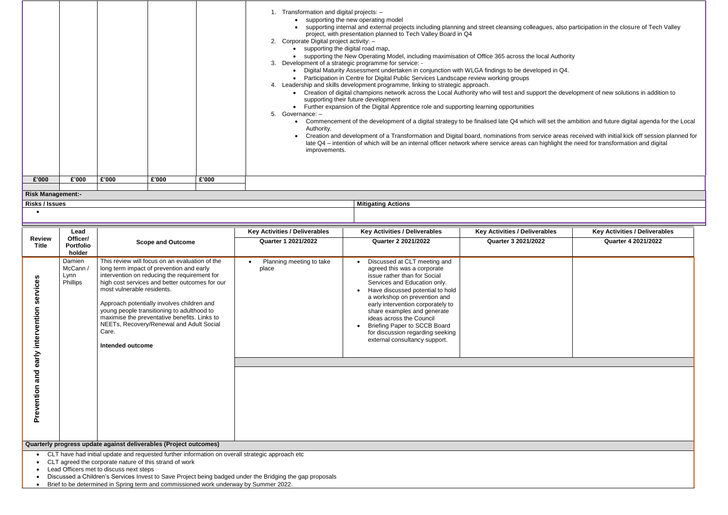| | | | | | |
|---|---|---|---|---|---|
| | | | | | 1. Transformation and digital projects: – <br>• supporting the new operating model <br>• supporting internal and external projects including planning and street cleansing colleagues, also participation in the closure of Tech Valley project, with presentation planned to Tech Valley Board in Q4 <br>2. Corporate Digital project activity: – <br>• supporting the digital road map, <br>• supporting the New Operating Model, including maximisation of Office 365 across the local Authority <br>3. Development of a strategic programme for service: - <br>• Digital Maturity Assessment undertaken in conjunction with WLGA findings to be developed in Q4. <br>• Participation in Centre for Digital Public Services Landscape review working groups <br>4. Leadership and skills development programme, linking to strategic approach. <br>• Creation of digital champions network across the Local Authority who will test and support the development of new solutions in addition to supporting their future development <br>• Further expansion of the Digital Apprentice role and supporting learning opportunities <br>5. Governance: – <br>• Commencement of the development of a digital strategy to be finalised late Q4 which will set the ambition and future digital agenda for the Local Authority. <br>• Creation and development of a Transformation and Digital board, nominations from service areas received with initial kick off session planned for late Q4 – intention of which will be an internal officer network where service areas can highlight the need for transformation and digital improvements. |
| £'000 | £'000 | £'000 | £'000 | £'000 | |
| | | | | | |

**Risk Management:-**

| Risks / Issues | Mitigating Actions |
|---|---|
| • | |

| Review Title | Lead Officer/ Portfolio holder | Scope and Outcome | Key Activities / Deliverables Quarter 1 2021/2022 | Key Activities / Deliverables Quarter 2 2021/2022 | Key Activities / Deliverables Quarter 3 2021/2022 | Key Activities / Deliverables Quarter 4 2021/2022 |
|---|---|---|---|---|---|---|
| Prevention and early intervention services | Damien McCann / Lynn Phillips | This review will focus on an evaluation of the long term impact of prevention and early intervention on reducing the requirement for high cost services and better outcomes for our most vulnerable residents.<br><br>Approach potentially involves children and young people transitioning to adulthood to maximise the preventative benefits. Links to NEETs, Recovery/Renewal and Adult Social Care.<br><br>**Intended outcome** | • Planning meeting to take place | • Discussed at CLT meeting and agreed this was a corporate issue rather than for Social Services and Education only.<br>• Have discussed potential to hold a workshop on prevention and early intervention corporately to share examples and generate ideas across the Council<br>• Briefing Paper to SCCB Board for discussion regarding seeking external consultancy support. | | |

**Quarterly progress update against deliverables (Project outcomes)**

- CLT have had initial update and requested further information on overall strategic approach etc
- CLT agreed the corporate nature of this strand of work
- Lead Officers met to discuss next steps
- Discussed a Children's Services Invest to Save Project being badged under the Bridging the gap proposals
- Brief to be determined in Spring term and commissioned work underway by Summer 2022.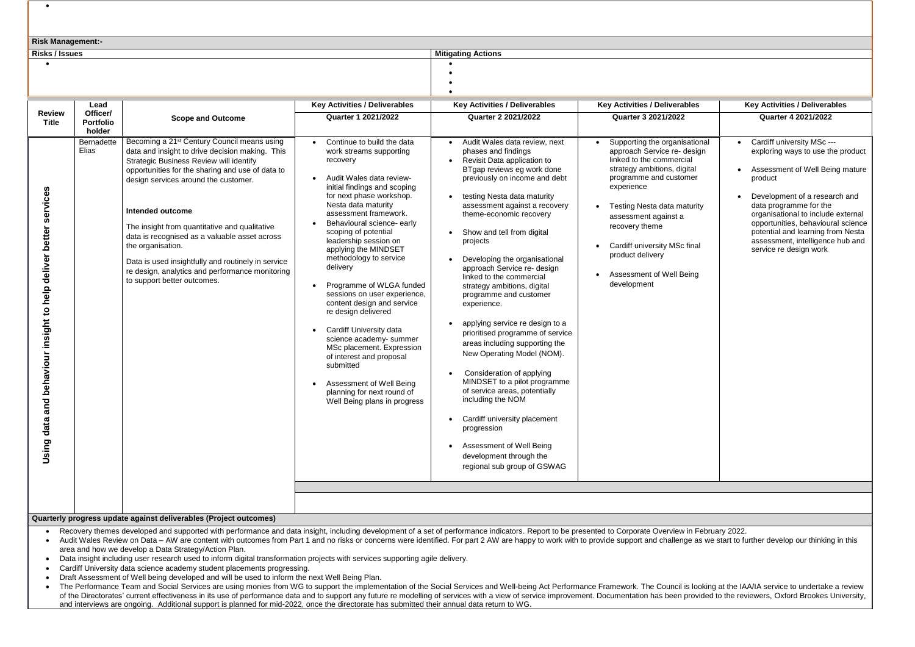- 

**Risk Management:-**

| Risks / Issues | Mitigating Actions |
|---|---|
| • | • <br> • <br> • <br> • |

| Review Title | Lead Officer/ Portfolio holder | Scope and Outcome | Key Activities / Deliverables<br>Quarter 1 2021/2022 | Key Activities / Deliverables<br>Quarter 2 2021/2022 | Key Activities / Deliverables<br>Quarter 3 2021/2022 | Key Activities / Deliverables<br>Quarter 4 2021/2022 |
|---|---|---|---|---|---|---|
| Using data and behaviour insight to help deliver better services | Bernadette Elias | Becoming a 21st Century Council means using data and insight to drive decision making. This Strategic Business Review will identify opportunities for the sharing and use of data to design services around the customer.<br><br>**Intended outcome**<br><br>The insight from quantitative and qualitative data is recognised as a valuable asset across the organisation.<br><br>Data is used insightfully and routinely in service re design, analytics and performance monitoring to support better outcomes. | • Continue to build the data work streams supporting recovery<br><br>• Audit Wales data review- initial findings and scoping for next phase workshop. Nesta data maturity assessment framework.<br>• Behavioural science- early scoping of potential leadership session on applying the MINDSET methodology to service delivery<br><br>• Programme of WLGA funded sessions on user experience, content design and service re design delivered<br><br>• Cardiff University data science academy- summer MSc placement. Expression of interest and proposal submitted<br><br>• Assessment of Well Being planning for next round of Well Being plans in progress | • Audit Wales data review, next phases and findings<br>• Revisit Data application to BTgap reviews eg work done previously on income and debt<br><br>• testing Nesta data maturity assessment against a recovery theme-economic recovery<br><br>• Show and tell from digital projects<br><br>• Developing the organisational approach Service re- design linked to the commercial strategy ambitions, digital programme and customer experience.<br><br>• applying service re design to a prioritised programme of service areas including supporting the New Operating Model (NOM).<br><br>• Consideration of applying MINDSET to a pilot programme of service areas, potentially including the NOM<br><br>• Cardiff university placement progression<br><br>• Assessment of Well Being development through the regional sub group of GSWAG | • Supporting the organisational approach Service re- design linked to the commercial strategy ambitions, digital programme and customer experience<br><br>• Testing Nesta data maturity assessment against a recovery theme<br><br>• Cardiff university MSc final product delivery<br><br>• Assessment of Well Being development | • Cardiff university MSc --- exploring ways to use the product<br><br>• Assessment of Well Being mature product<br><br>• Development of a research and data programme for the organisational to include external opportunities, behavioural science potential and learning from Nesta assessment, intelligence hub and service re design work |

**Quarterly progress update against deliverables (Project outcomes)**

- Recovery themes developed and supported with performance and data insight, including development of a set of performance indicators. Report to be presented to Corporate Overview in February 2022.
- Audit Wales Review on Data – AW are content with outcomes from Part 1 and no risks or concerns were identified. For part 2 AW are happy to work with to provide support and challenge as we start to further develop our thinking in this area and how we develop a Data Strategy/Action Plan.
- Data insight including user research used to inform digital transformation projects with services supporting agile delivery.
- Cardiff University data science academy student placements progressing.
- Draft Assessment of Well being developed and will be used to inform the next Well Being Plan.
- The Performance Team and Social Services are using monies from WG to support the implementation of the Social Services and Well-being Act Performance Framework. The Council is looking at the IAA/IA service to undertake a review of the Directorates' current effectiveness in its use of performance data and to support any future re modelling of services with a view of service improvement. Documentation has been provided to the reviewers, Oxford Brookes University, and interviews are ongoing. Additional support is planned for mid-2022, once the directorate has submitted their annual data return to WG.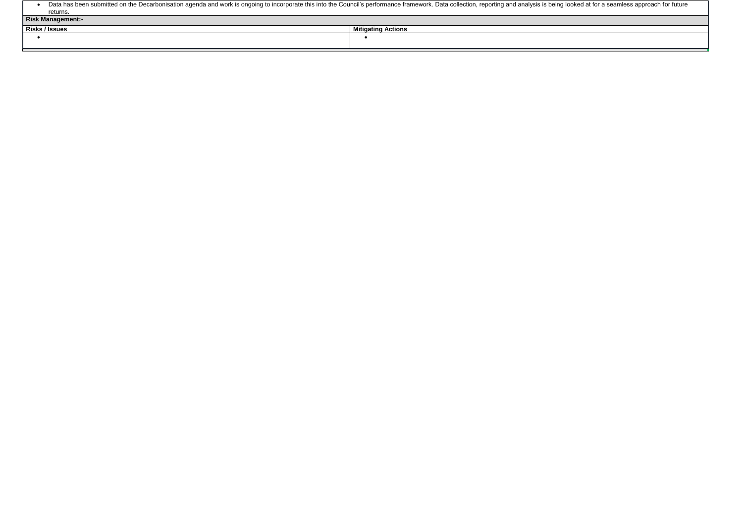- Data has been submitted on the Decarbonisation agenda and work is ongoing to incorporate this into the Council's performance framework. Data collection, reporting and analysis is being looked at for a seamless approach for future returns.

**Risk Management:-**

| **Risks / Issues** | **Mitigating Actions** |
|---|---|
| • | • |